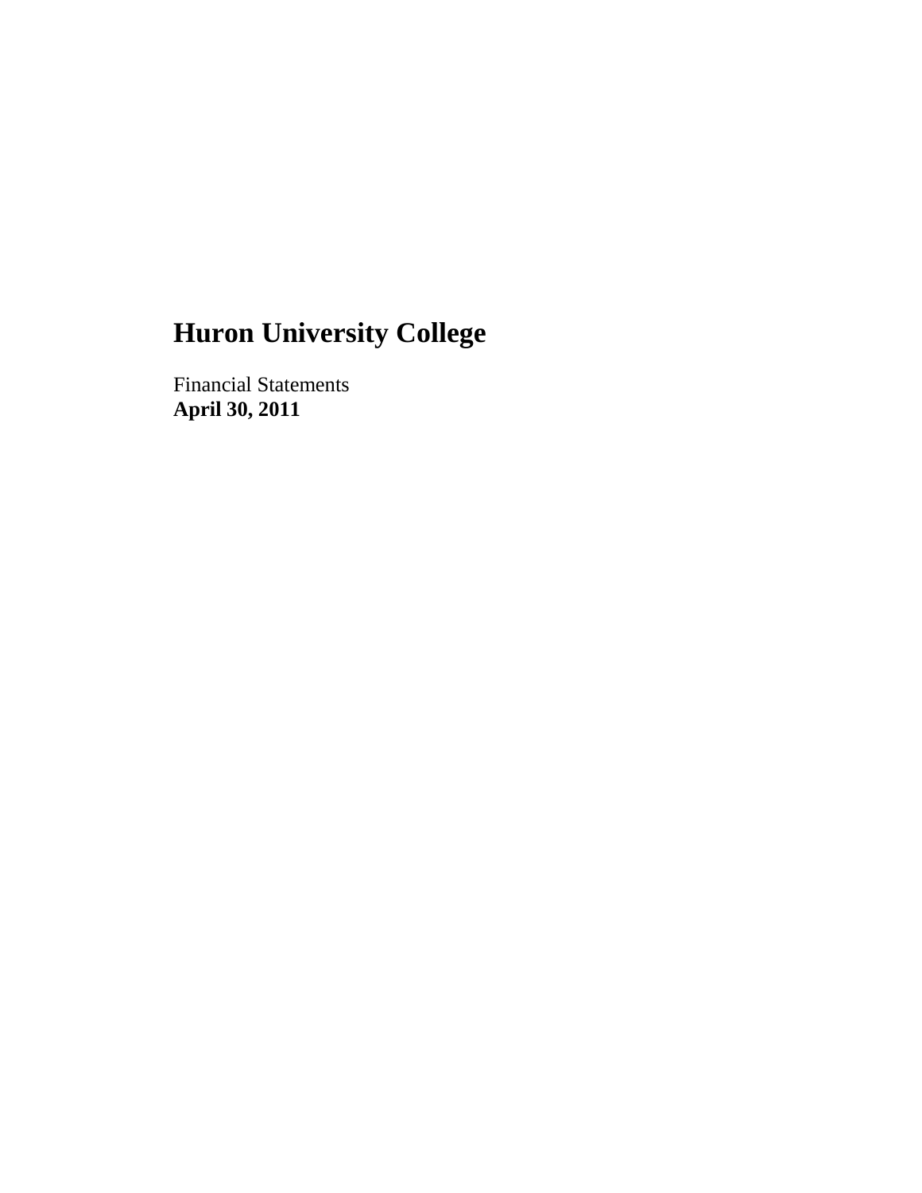# Huron University College

Financial Statements
**April 30, 2011**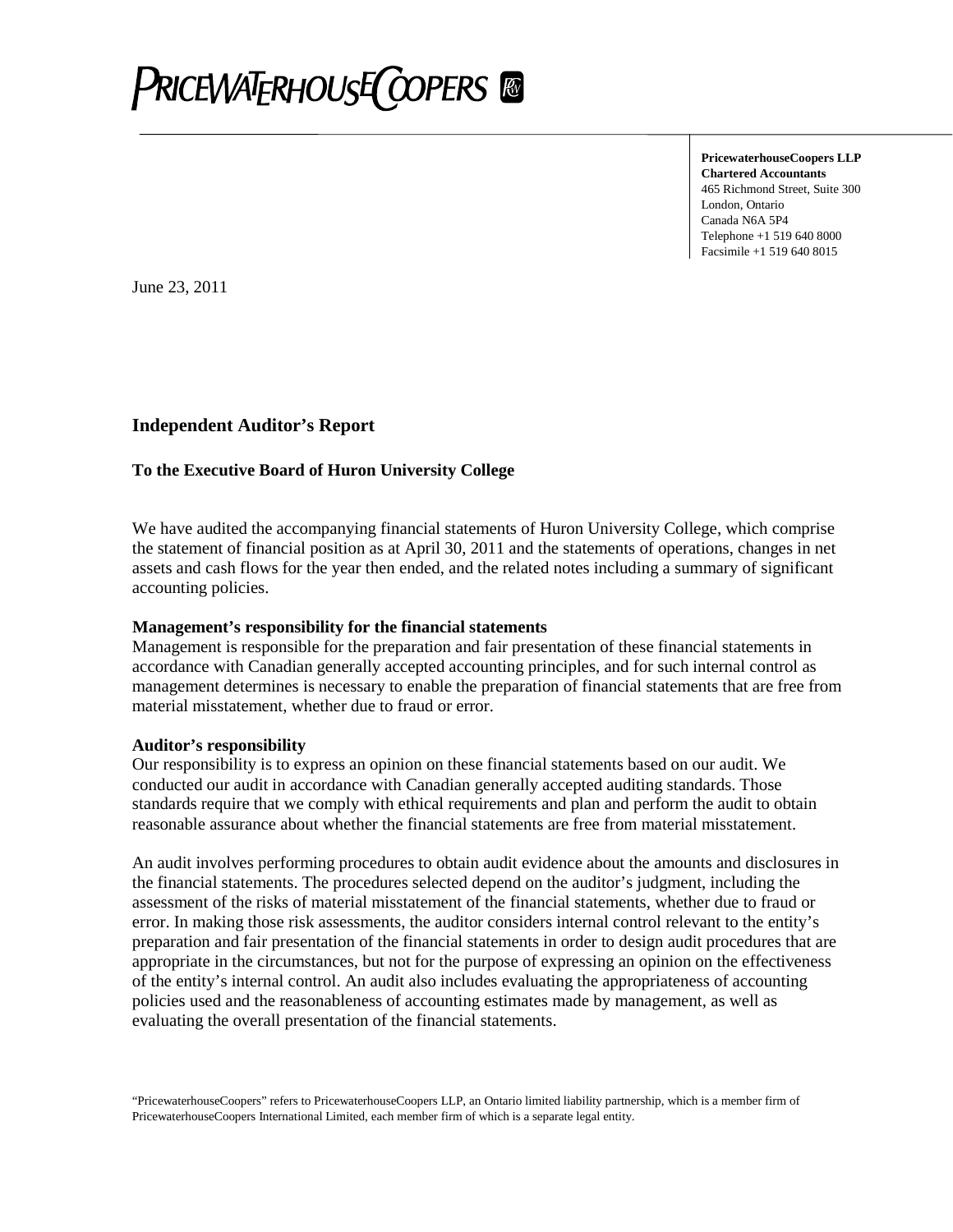**PRICEWATERHOUSECOOPERS**

**PricewaterhouseCoopers LLP**
**Chartered Accountants**
465 Richmond Street, Suite 300
London, Ontario
Canada N6A 5P4
Telephone +1 519 640 8000
Facsimile +1 519 640 8015

June 23, 2011

## Independent Auditor's Report

### To the Executive Board of Huron University College

We have audited the accompanying financial statements of Huron University College, which comprise the statement of financial position as at April 30, 2011 and the statements of operations, changes in net assets and cash flows for the year then ended, and the related notes including a summary of significant accounting policies.

**Management's responsibility for the financial statements**
Management is responsible for the preparation and fair presentation of these financial statements in accordance with Canadian generally accepted accounting principles, and for such internal control as management determines is necessary to enable the preparation of financial statements that are free from material misstatement, whether due to fraud or error.

**Auditor's responsibility**
Our responsibility is to express an opinion on these financial statements based on our audit. We conducted our audit in accordance with Canadian generally accepted auditing standards. Those standards require that we comply with ethical requirements and plan and perform the audit to obtain reasonable assurance about whether the financial statements are free from material misstatement.

An audit involves performing procedures to obtain audit evidence about the amounts and disclosures in the financial statements. The procedures selected depend on the auditor's judgment, including the assessment of the risks of material misstatement of the financial statements, whether due to fraud or error. In making those risk assessments, the auditor considers internal control relevant to the entity's preparation and fair presentation of the financial statements in order to design audit procedures that are appropriate in the circumstances, but not for the purpose of expressing an opinion on the effectiveness of the entity's internal control. An audit also includes evaluating the appropriateness of accounting policies used and the reasonableness of accounting estimates made by management, as well as evaluating the overall presentation of the financial statements.

"PricewaterhouseCoopers" refers to PricewaterhouseCoopers LLP, an Ontario limited liability partnership, which is a member firm of PricewaterhouseCoopers International Limited, each member firm of which is a separate legal entity.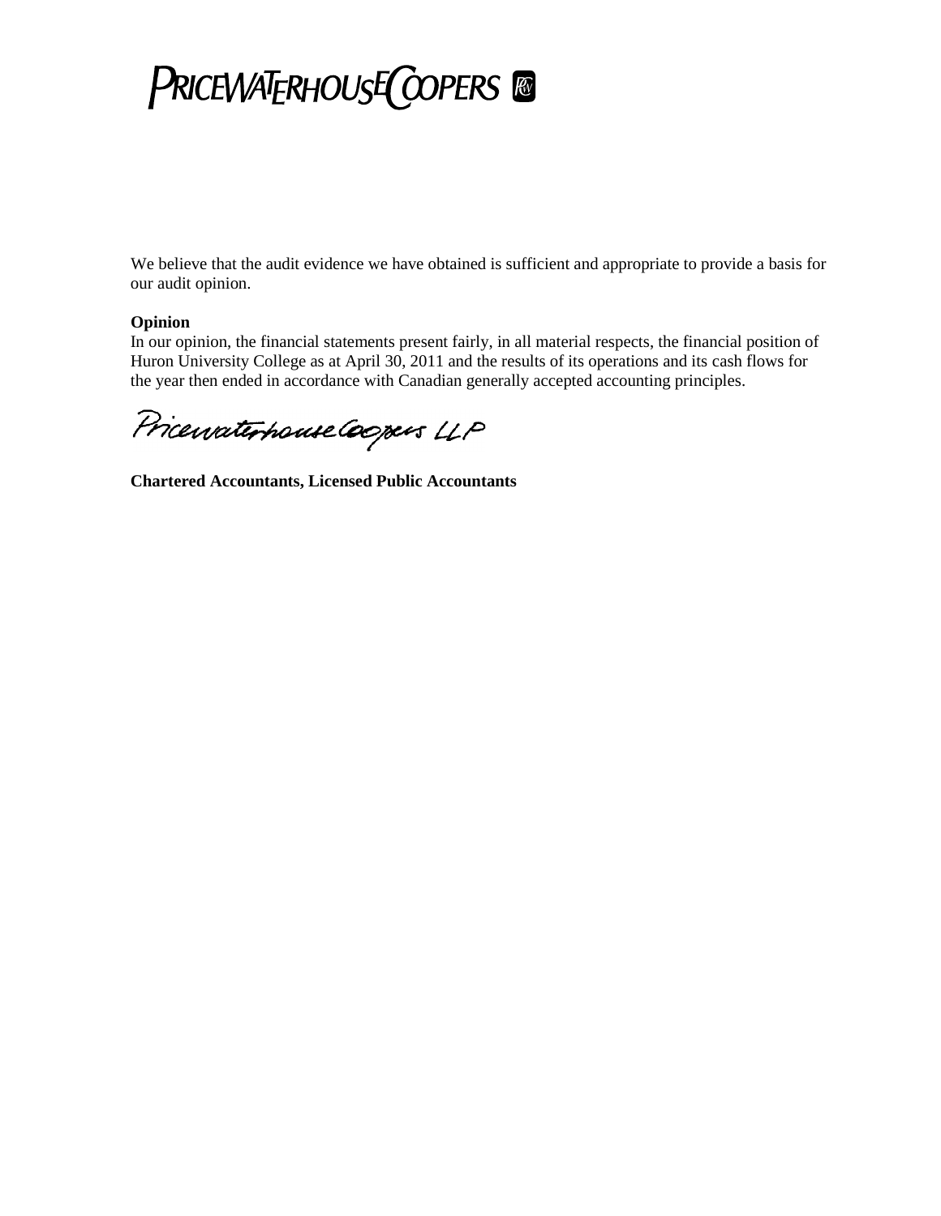PRICEWATERHOUSECOOPERS

We believe that the audit evidence we have obtained is sufficient and appropriate to provide a basis for our audit opinion.

**Opinion**

In our opinion, the financial statements present fairly, in all material respects, the financial position of Huron University College as at April 30, 2011 and the results of its operations and its cash flows for the year then ended in accordance with Canadian generally accepted accounting principles.

PricewaterhouseCoopers LLP

**Chartered Accountants, Licensed Public Accountants**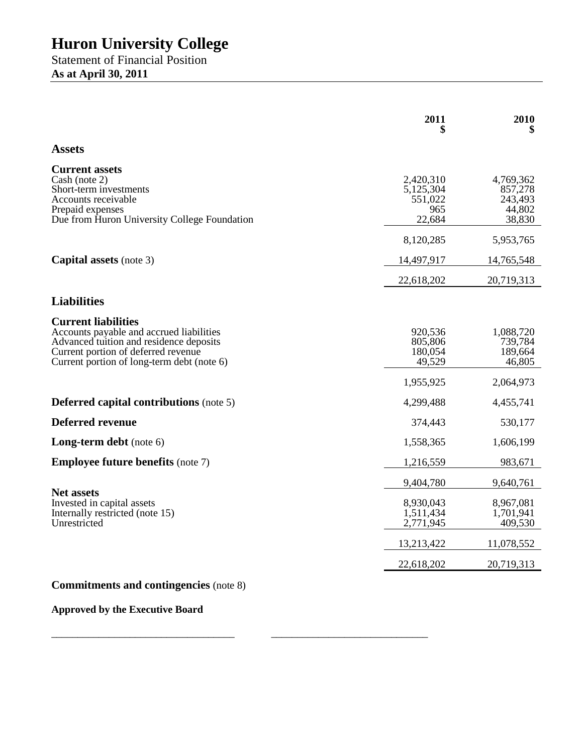# Huron University College

Statement of Financial Position

**As at April 30, 2011**

| | 2011 $ | 2010 $ |
|---|---|---|
| **Assets** | | |
| **Current assets** | | |
| Cash (note 2) | 2,420,310 | 4,769,362 |
| Short-term investments | 5,125,304 | 857,278 |
| Accounts receivable | 551,022 | 243,493 |
| Prepaid expenses | 965 | 44,802 |
| Due from Huron University College Foundation | 22,684 | 38,830 |
| | 8,120,285 | 5,953,765 |
| **Capital assets** (note 3) | 14,497,917 | 14,765,548 |
| | 22,618,202 | 20,719,313 |
| **Liabilities** | | |
| **Current liabilities** | | |
| Accounts payable and accrued liabilities | 920,536 | 1,088,720 |
| Advanced tuition and residence deposits | 805,806 | 739,784 |
| Current portion of deferred revenue | 180,054 | 189,664 |
| Current portion of long-term debt (note 6) | 49,529 | 46,805 |
| | 1,955,925 | 2,064,973 |
| **Deferred capital contributions** (note 5) | 4,299,488 | 4,455,741 |
| **Deferred revenue** | 374,443 | 530,177 |
| **Long-term debt** (note 6) | 1,558,365 | 1,606,199 |
| **Employee future benefits** (note 7) | 1,216,559 | 983,671 |
| | 9,404,780 | 9,640,761 |
| **Net assets** | | |
| Invested in capital assets | 8,930,043 | 8,967,081 |
| Internally restricted (note 15) | 1,511,434 | 1,701,941 |
| Unrestricted | 2,771,945 | 409,530 |
| | 13,213,422 | 11,078,552 |
| | 22,618,202 | 20,719,313 |

**Commitments and contingencies** (note 8)

**Approved by the Executive Board**

\_\_\_\_\_\_\_\_\_\_\_\_\_\_\_\_\_\_\_\_\_\_\_\_\_\_\_\_\_\_ \_\_\_\_\_\_\_\_\_\_\_\_\_\_\_\_\_\_\_\_\_\_\_\_\_\_\_\_\_\_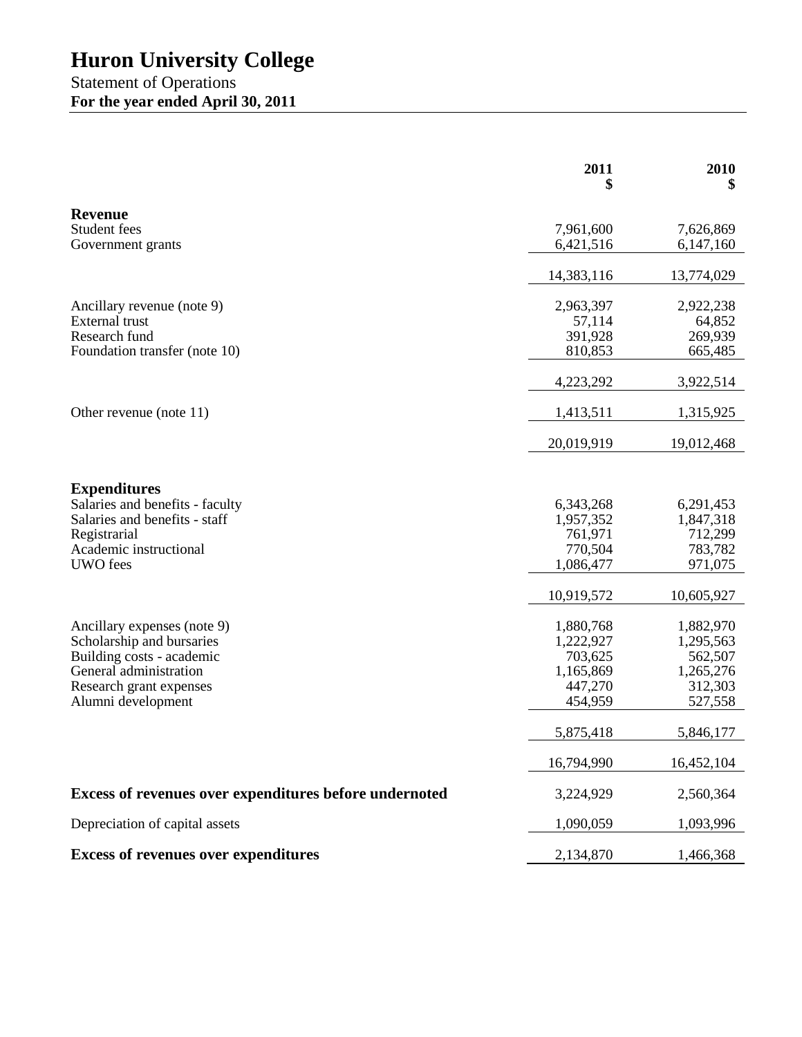# Huron University College

Statement of Operations

**For the year ended April 30, 2011**

| | 2011<br>$ | 2010<br>$ |
|---|---:|---:|
| **Revenue** | | |
| Student fees | 7,961,600 | 7,626,869 |
| Government grants | 6,421,516 | 6,147,160 |
| | 14,383,116 | 13,774,029 |
| Ancillary revenue (note 9) | 2,963,397 | 2,922,238 |
| External trust | 57,114 | 64,852 |
| Research fund | 391,928 | 269,939 |
| Foundation transfer (note 10) | 810,853 | 665,485 |
| | 4,223,292 | 3,922,514 |
| Other revenue (note 11) | 1,413,511 | 1,315,925 |
| | 20,019,919 | 19,012,468 |
| **Expenditures** | | |
| Salaries and benefits - faculty | 6,343,268 | 6,291,453 |
| Salaries and benefits - staff | 1,957,352 | 1,847,318 |
| Registrarial | 761,971 | 712,299 |
| Academic instructional | 770,504 | 783,782 |
| UWO fees | 1,086,477 | 971,075 |
| | 10,919,572 | 10,605,927 |
| Ancillary expenses (note 9) | 1,880,768 | 1,882,970 |
| Scholarship and bursaries | 1,222,927 | 1,295,563 |
| Building costs - academic | 703,625 | 562,507 |
| General administration | 1,165,869 | 1,265,276 |
| Research grant expenses | 447,270 | 312,303 |
| Alumni development | 454,959 | 527,558 |
| | 5,875,418 | 5,846,177 |
| | 16,794,990 | 16,452,104 |
| **Excess of revenues over expenditures before undernoted** | 3,224,929 | 2,560,364 |
| Depreciation of capital assets | 1,090,059 | 1,093,996 |
| **Excess of revenues over expenditures** | 2,134,870 | 1,466,368 |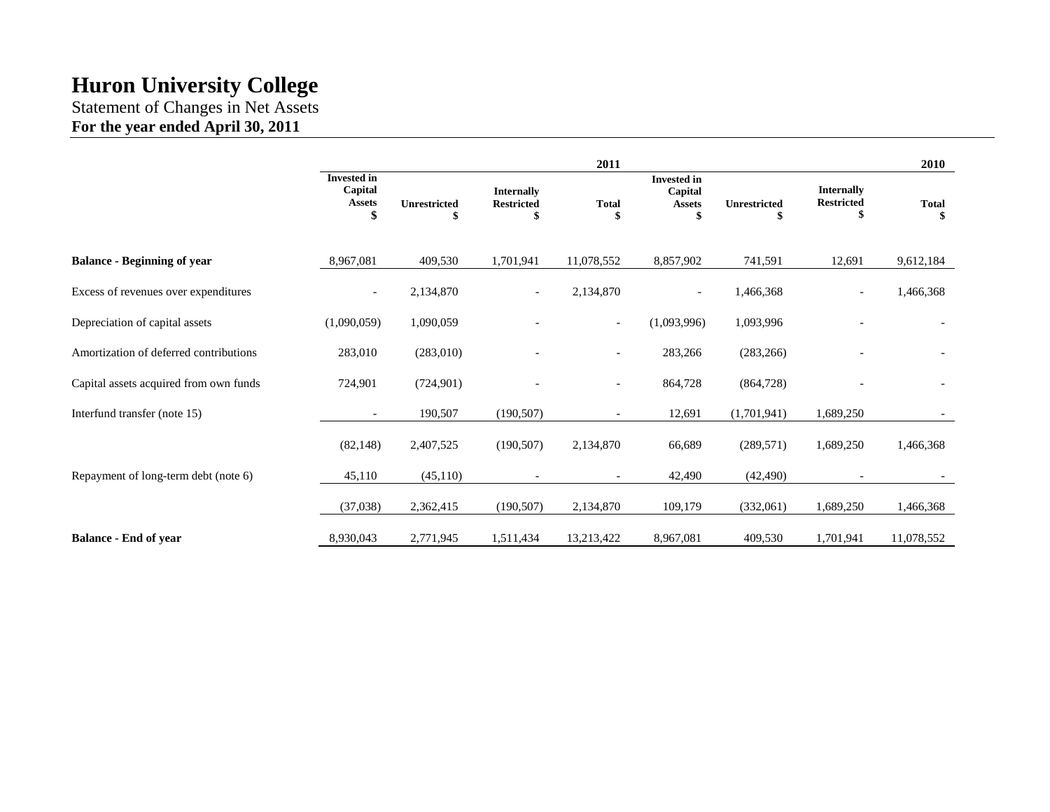# Huron University College

Statement of Changes in Net Assets

**For the year ended April 30, 2011**

| | 2011 | | | | 2010 | | | |
|---|---|---|---|---|---|---|---|---|
| | **Invested in Capital Assets $** | **Unrestricted $** | **Internally Restricted $** | **Total $** | **Invested in Capital Assets $** | **Unrestricted $** | **Internally Restricted $** | **Total $** |
| **Balance - Beginning of year** | 8,967,081 | 409,530 | 1,701,941 | 11,078,552 | 8,857,902 | 741,591 | 12,691 | 9,612,184 |
| Excess of revenues over expenditures | - | 2,134,870 | - | 2,134,870 | - | 1,466,368 | - | 1,466,368 |
| Depreciation of capital assets | (1,090,059) | 1,090,059 | - | - | (1,093,996) | 1,093,996 | - | - |
| Amortization of deferred contributions | 283,010 | (283,010) | - | - | 283,266 | (283,266) | - | - |
| Capital assets acquired from own funds | 724,901 | (724,901) | - | - | 864,728 | (864,728) | - | - |
| Interfund transfer (note 15) | - | 190,507 | (190,507) | - | 12,691 | (1,701,941) | 1,689,250 | - |
| | (82,148) | 2,407,525 | (190,507) | 2,134,870 | 66,689 | (289,571) | 1,689,250 | 1,466,368 |
| Repayment of long-term debt (note 6) | 45,110 | (45,110) | - | - | 42,490 | (42,490) | - | - |
| | (37,038) | 2,362,415 | (190,507) | 2,134,870 | 109,179 | (332,061) | 1,689,250 | 1,466,368 |
| **Balance - End of year** | 8,930,043 | 2,771,945 | 1,511,434 | 13,213,422 | 8,967,081 | 409,530 | 1,701,941 | 11,078,552 |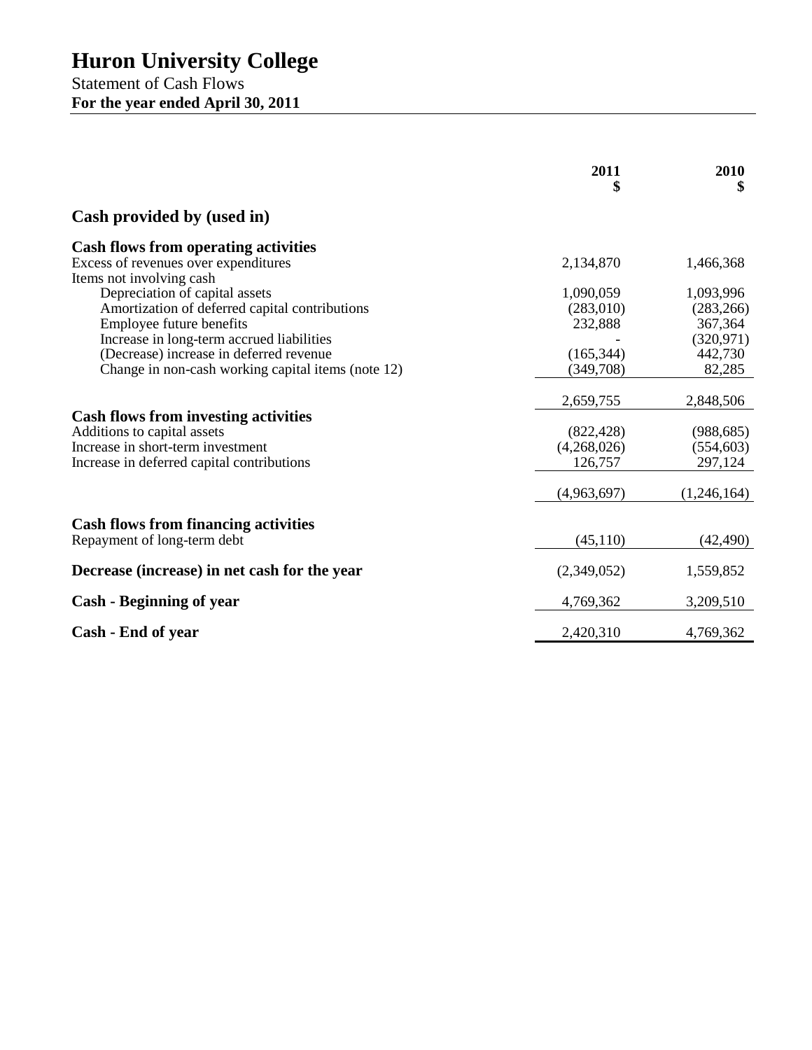# Huron University College

Statement of Cash Flows
**For the year ended April 30, 2011**

| | 2011 $ | 2010 $ |
|---|---|---|
| **Cash provided by (used in)** | | |
| **Cash flows from operating activities** | | |
| Excess of revenues over expenditures | 2,134,870 | 1,466,368 |
| Items not involving cash | | |
| Depreciation of capital assets | 1,090,059 | 1,093,996 |
| Amortization of deferred capital contributions | (283,010) | (283,266) |
| Employee future benefits | 232,888 | 367,364 |
| Increase in long-term accrued liabilities | - | (320,971) |
| (Decrease) increase in deferred revenue | (165,344) | 442,730 |
| Change in non-cash working capital items (note 12) | (349,708) | 82,285 |
| | 2,659,755 | 2,848,506 |
| **Cash flows from investing activities** | | |
| Additions to capital assets | (822,428) | (988,685) |
| Increase in short-term investment | (4,268,026) | (554,603) |
| Increase in deferred capital contributions | 126,757 | 297,124 |
| | (4,963,697) | (1,246,164) |
| **Cash flows from financing activities** | | |
| Repayment of long-term debt | (45,110) | (42,490) |
| **Decrease (increase) in net cash for the year** | (2,349,052) | 1,559,852 |
| **Cash - Beginning of year** | 4,769,362 | 3,209,510 |
| **Cash - End of year** | 2,420,310 | 4,769,362 |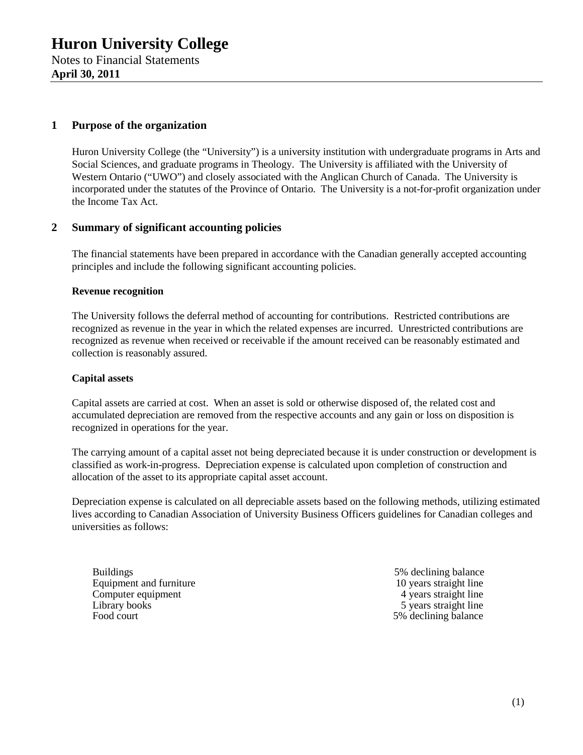# Huron University College

Notes to Financial Statements
**April 30, 2011**

## 1 Purpose of the organization

Huron University College (the "University") is a university institution with undergraduate programs in Arts and Social Sciences, and graduate programs in Theology. The University is affiliated with the University of Western Ontario ("UWO") and closely associated with the Anglican Church of Canada. The University is incorporated under the statutes of the Province of Ontario. The University is a not-for-profit organization under the Income Tax Act.

## 2 Summary of significant accounting policies

The financial statements have been prepared in accordance with the Canadian generally accepted accounting principles and include the following significant accounting policies.

**Revenue recognition**

The University follows the deferral method of accounting for contributions. Restricted contributions are recognized as revenue in the year in which the related expenses are incurred. Unrestricted contributions are recognized as revenue when received or receivable if the amount received can be reasonably estimated and collection is reasonably assured.

**Capital assets**

Capital assets are carried at cost. When an asset is sold or otherwise disposed of, the related cost and accumulated depreciation are removed from the respective accounts and any gain or loss on disposition is recognized in operations for the year.

The carrying amount of a capital asset not being depreciated because it is under construction or development is classified as work-in-progress. Depreciation expense is calculated upon completion of construction and allocation of the asset to its appropriate capital asset account.

Depreciation expense is calculated on all depreciable assets based on the following methods, utilizing estimated lives according to Canadian Association of University Business Officers guidelines for Canadian colleges and universities as follows:

| | |
|---|---|
| Buildings | 5% declining balance |
| Equipment and furniture | 10 years straight line |
| Computer equipment | 4 years straight line |
| Library books | 5 years straight line |
| Food court | 5% declining balance |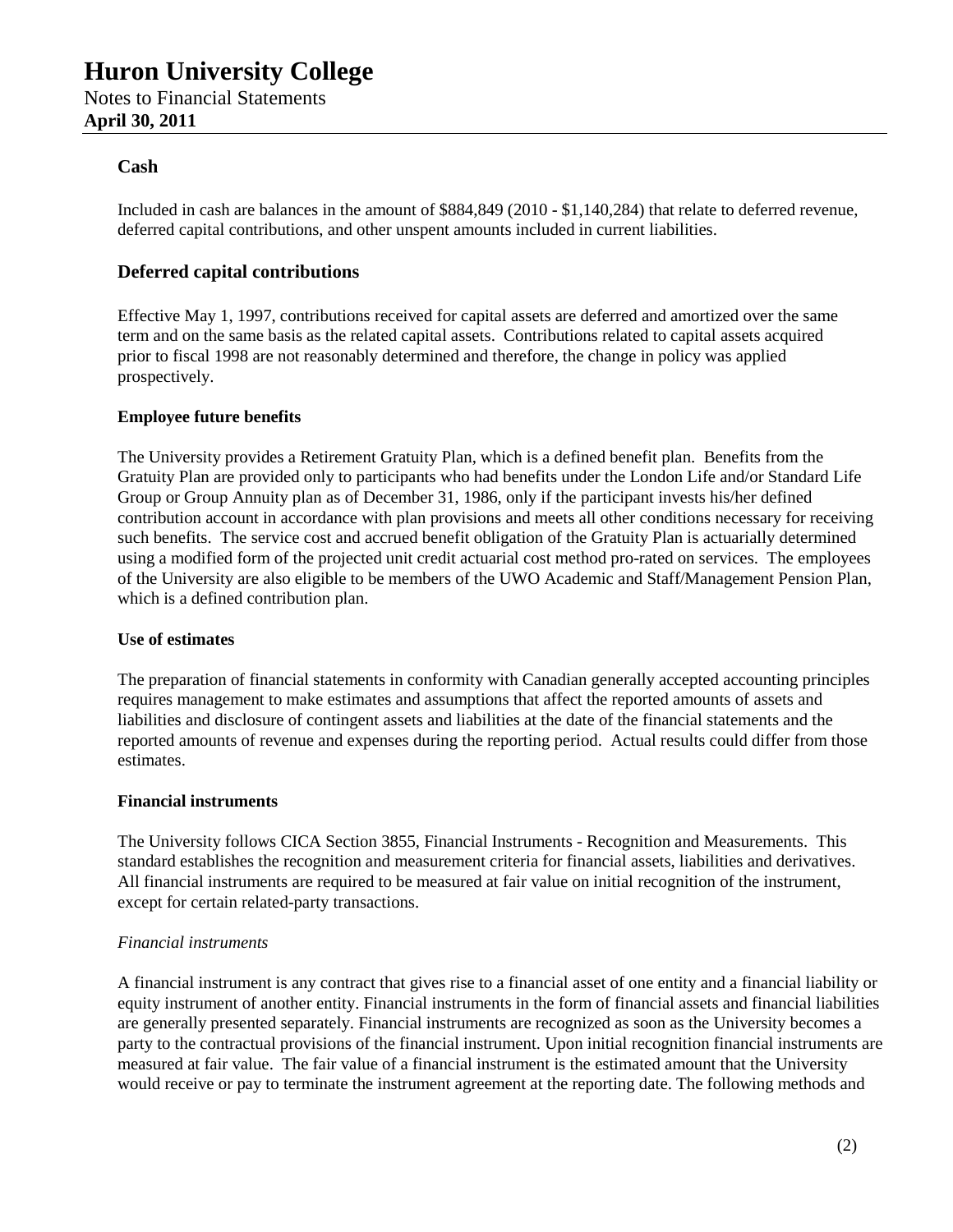### Cash

Included in cash are balances in the amount of $884,849 (2010 - $1,140,284) that relate to deferred revenue, deferred capital contributions, and other unspent amounts included in current liabilities.

### Deferred capital contributions

Effective May 1, 1997, contributions received for capital assets are deferred and amortized over the same term and on the same basis as the related capital assets. Contributions related to capital assets acquired prior to fiscal 1998 are not reasonably determined and therefore, the change in policy was applied prospectively.

**Employee future benefits**

The University provides a Retirement Gratuity Plan, which is a defined benefit plan. Benefits from the Gratuity Plan are provided only to participants who had benefits under the London Life and/or Standard Life Group or Group Annuity plan as of December 31, 1986, only if the participant invests his/her defined contribution account in accordance with plan provisions and meets all other conditions necessary for receiving such benefits. The service cost and accrued benefit obligation of the Gratuity Plan is actuarially determined using a modified form of the projected unit credit actuarial cost method pro-rated on services. The employees of the University are also eligible to be members of the UWO Academic and Staff/Management Pension Plan, which is a defined contribution plan.

**Use of estimates**

The preparation of financial statements in conformity with Canadian generally accepted accounting principles requires management to make estimates and assumptions that affect the reported amounts of assets and liabilities and disclosure of contingent assets and liabilities at the date of the financial statements and the reported amounts of revenue and expenses during the reporting period. Actual results could differ from those estimates.

**Financial instruments**

The University follows CICA Section 3855, Financial Instruments - Recognition and Measurements. This standard establishes the recognition and measurement criteria for financial assets, liabilities and derivatives. All financial instruments are required to be measured at fair value on initial recognition of the instrument, except for certain related-party transactions.

*Financial instruments*

A financial instrument is any contract that gives rise to a financial asset of one entity and a financial liability or equity instrument of another entity. Financial instruments in the form of financial assets and financial liabilities are generally presented separately. Financial instruments are recognized as soon as the University becomes a party to the contractual provisions of the financial instrument. Upon initial recognition financial instruments are measured at fair value. The fair value of a financial instrument is the estimated amount that the University would receive or pay to terminate the instrument agreement at the reporting date. The following methods and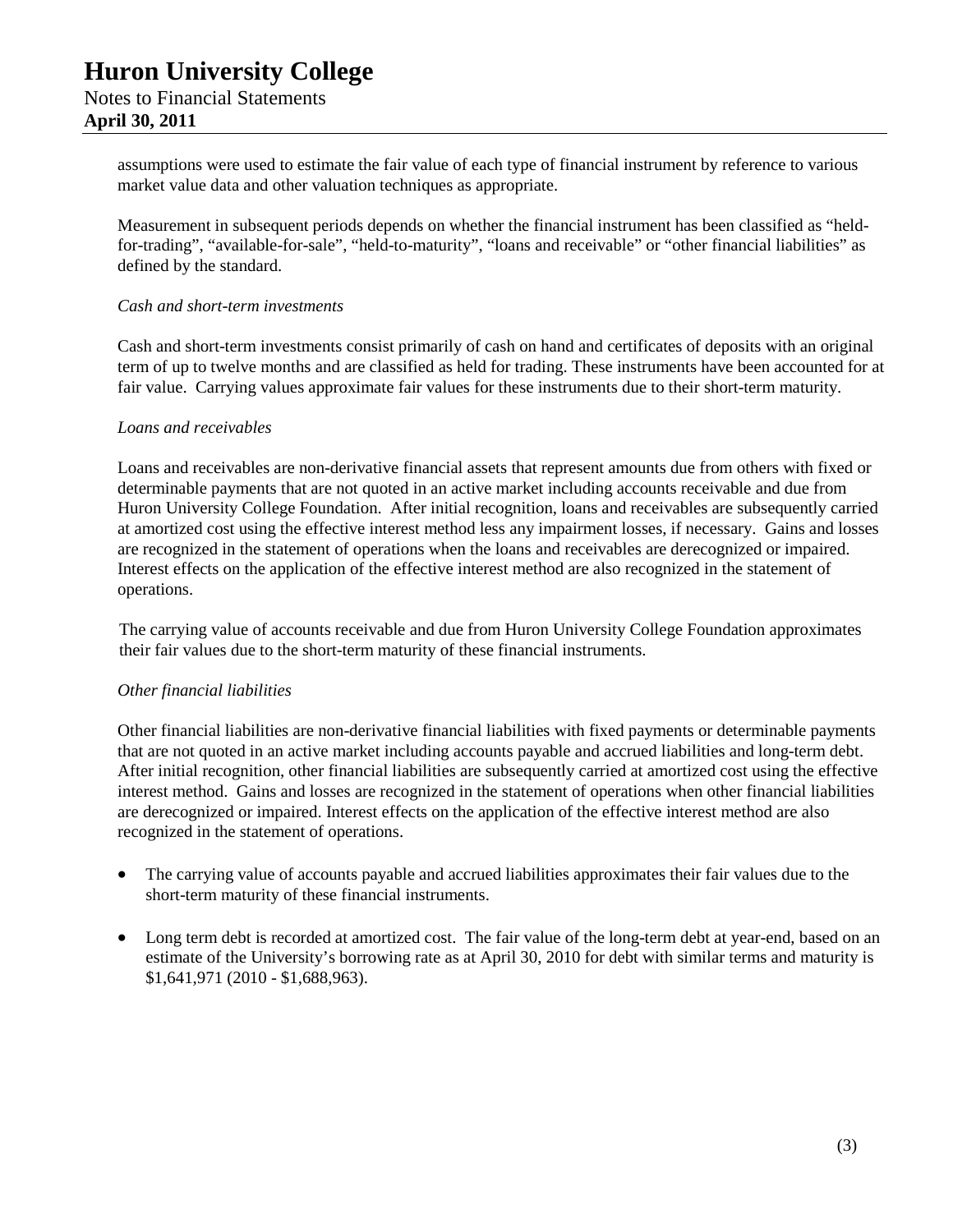assumptions were used to estimate the fair value of each type of financial instrument by reference to various market value data and other valuation techniques as appropriate.

Measurement in subsequent periods depends on whether the financial instrument has been classified as "held-for-trading", "available-for-sale", "held-to-maturity", "loans and receivable" or "other financial liabilities" as defined by the standard.

*Cash and short-term investments*

Cash and short-term investments consist primarily of cash on hand and certificates of deposits with an original term of up to twelve months and are classified as held for trading. These instruments have been accounted for at fair value. Carrying values approximate fair values for these instruments due to their short-term maturity.

*Loans and receivables*

Loans and receivables are non-derivative financial assets that represent amounts due from others with fixed or determinable payments that are not quoted in an active market including accounts receivable and due from Huron University College Foundation. After initial recognition, loans and receivables are subsequently carried at amortized cost using the effective interest method less any impairment losses, if necessary. Gains and losses are recognized in the statement of operations when the loans and receivables are derecognized or impaired. Interest effects on the application of the effective interest method are also recognized in the statement of operations.

The carrying value of accounts receivable and due from Huron University College Foundation approximates their fair values due to the short-term maturity of these financial instruments.

*Other financial liabilities*

Other financial liabilities are non-derivative financial liabilities with fixed payments or determinable payments that are not quoted in an active market including accounts payable and accrued liabilities and long-term debt. After initial recognition, other financial liabilities are subsequently carried at amortized cost using the effective interest method. Gains and losses are recognized in the statement of operations when other financial liabilities are derecognized or impaired. Interest effects on the application of the effective interest method are also recognized in the statement of operations.

- The carrying value of accounts payable and accrued liabilities approximates their fair values due to the short-term maturity of these financial instruments.
- Long term debt is recorded at amortized cost. The fair value of the long-term debt at year-end, based on an estimate of the University's borrowing rate as at April 30, 2010 for debt with similar terms and maturity is $1,641,971 (2010 - $1,688,963).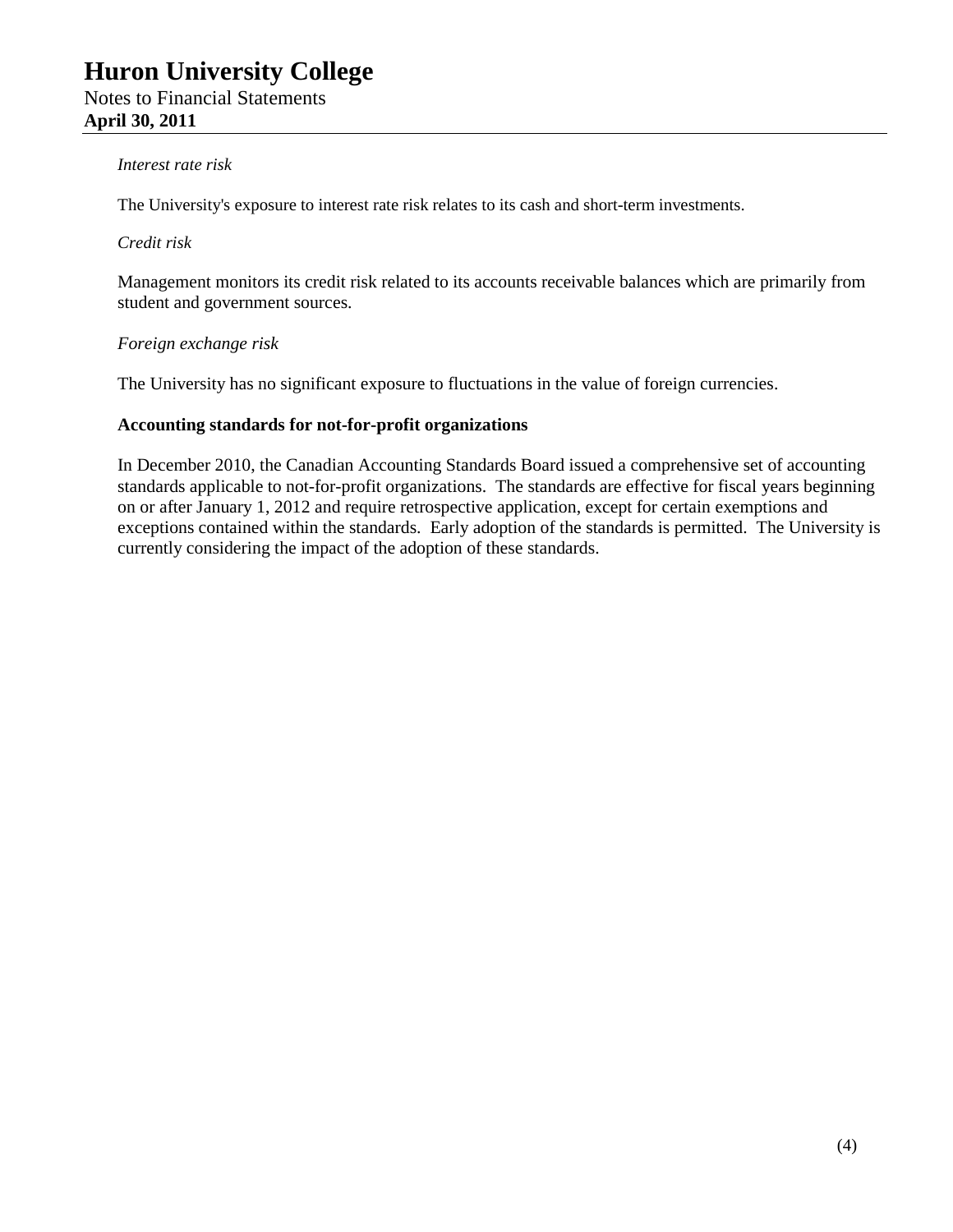*Interest rate risk*

The University's exposure to interest rate risk relates to its cash and short-term investments.

*Credit risk*

Management monitors its credit risk related to its accounts receivable balances which are primarily from student and government sources.

*Foreign exchange risk*

The University has no significant exposure to fluctuations in the value of foreign currencies.

**Accounting standards for not-for-profit organizations**

In December 2010, the Canadian Accounting Standards Board issued a comprehensive set of accounting standards applicable to not-for-profit organizations. The standards are effective for fiscal years beginning on or after January 1, 2012 and require retrospective application, except for certain exemptions and exceptions contained within the standards. Early adoption of the standards is permitted. The University is currently considering the impact of the adoption of these standards.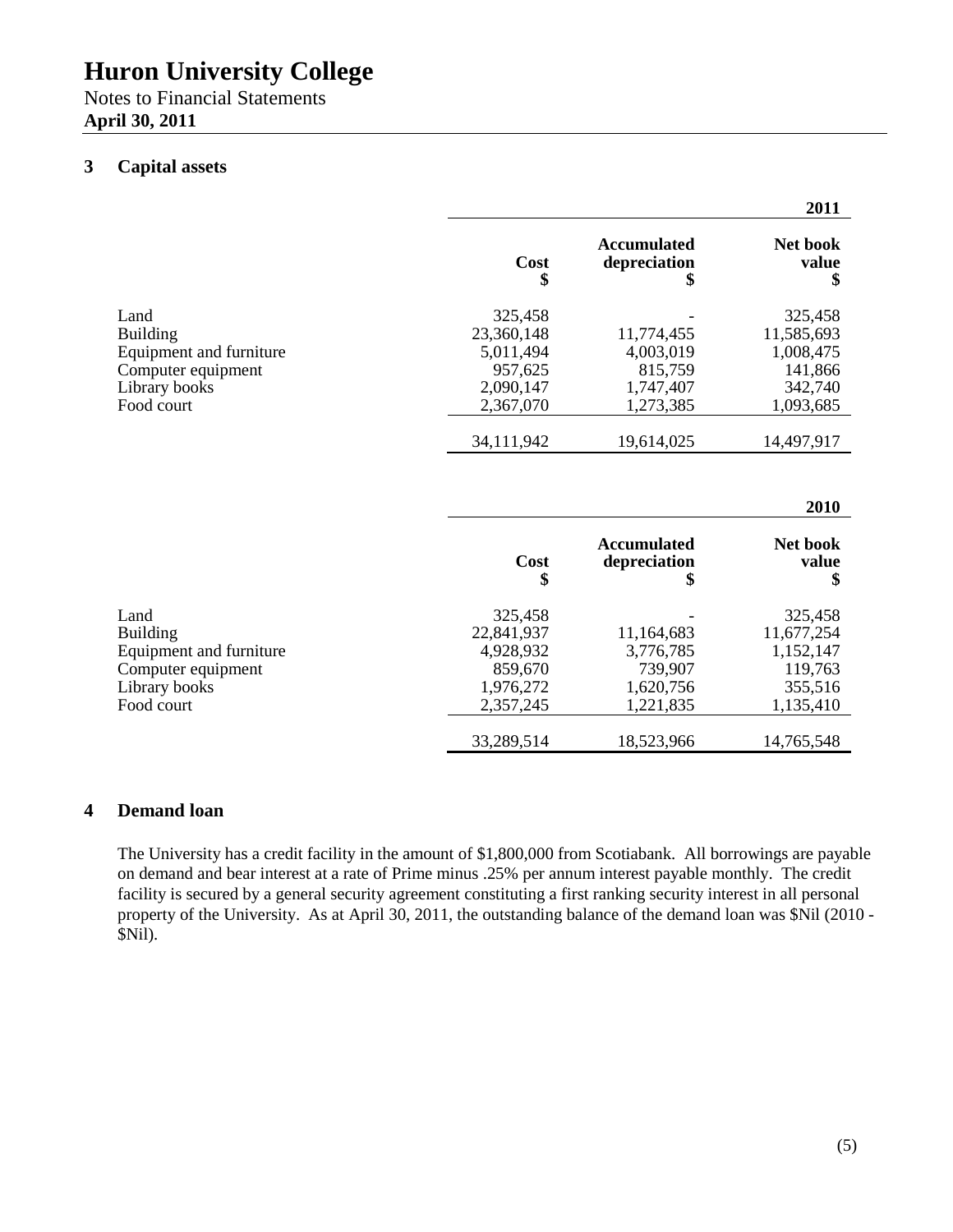# Huron University College

Notes to Financial Statements
**April 30, 2011**

## 3 Capital assets

| | | | **2011** |
|---|---|---|---|
| | **Cost** **$** | **Accumulated depreciation** **$** | **Net book value** **$** |
| Land | 325,458 | - | 325,458 |
| Building | 23,360,148 | 11,774,455 | 11,585,693 |
| Equipment and furniture | 5,011,494 | 4,003,019 | 1,008,475 |
| Computer equipment | 957,625 | 815,759 | 141,866 |
| Library books | 2,090,147 | 1,747,407 | 342,740 |
| Food court | 2,367,070 | 1,273,385 | 1,093,685 |
| | 34,111,942 | 19,614,025 | 14,497,917 |

| | | | **2010** |
|---|---|---|---|
| | **Cost** **$** | **Accumulated depreciation** **$** | **Net book value** **$** |
| Land | 325,458 | - | 325,458 |
| Building | 22,841,937 | 11,164,683 | 11,677,254 |
| Equipment and furniture | 4,928,932 | 3,776,785 | 1,152,147 |
| Computer equipment | 859,670 | 739,907 | 119,763 |
| Library books | 1,976,272 | 1,620,756 | 355,516 |
| Food court | 2,357,245 | 1,221,835 | 1,135,410 |
| | 33,289,514 | 18,523,966 | 14,765,548 |

## 4 Demand loan

The University has a credit facility in the amount of $1,800,000 from Scotiabank. All borrowings are payable on demand and bear interest at a rate of Prime minus .25% per annum interest payable monthly. The credit facility is secured by a general security agreement constituting a first ranking security interest in all personal property of the University. As at April 30, 2011, the outstanding balance of the demand loan was $Nil (2010 - $Nil).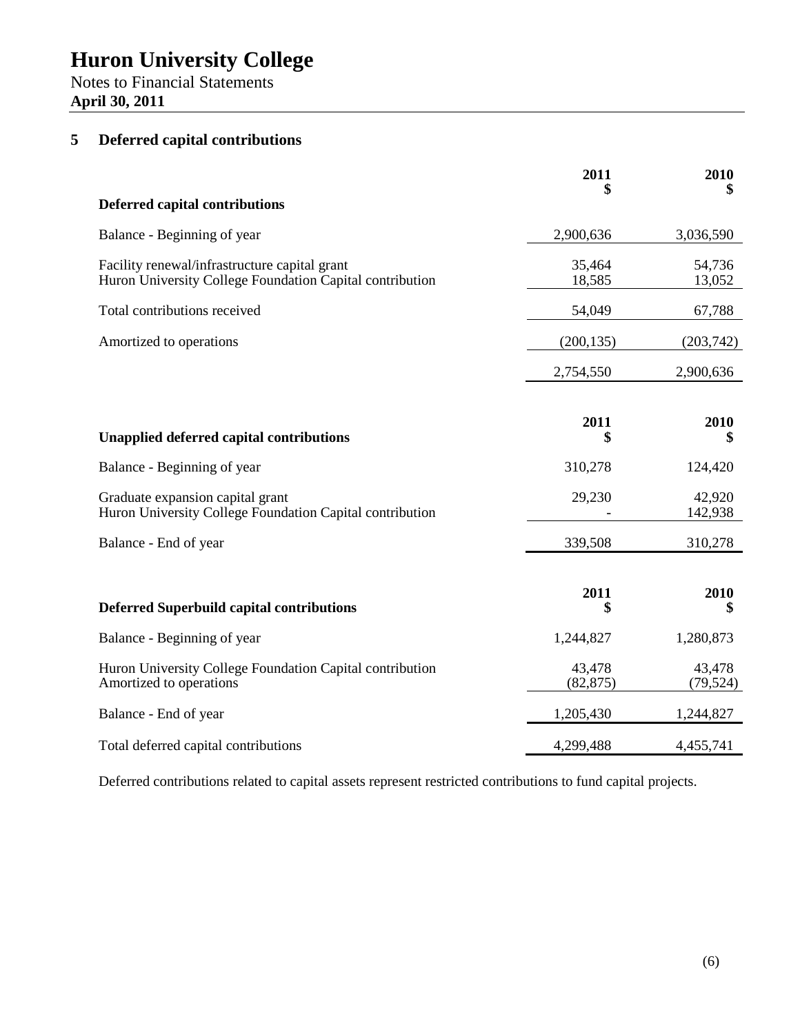# Huron University College

Notes to Financial Statements
**April 30, 2011**

## 5 Deferred capital contributions

| **Deferred capital contributions** | **2011 $** | **2010 $** |
|---|---|---|
| Balance - Beginning of year | 2,900,636 | 3,036,590 |
| Facility renewal/infrastructure capital grant | 35,464 | 54,736 |
| Huron University College Foundation Capital contribution | 18,585 | 13,052 |
| Total contributions received | 54,049 | 67,788 |
| Amortized to operations | (200,135) | (203,742) |
| | 2,754,550 | 2,900,636 |

| **Unapplied deferred capital contributions** | **2011 $** | **2010 $** |
|---|---|---|
| Balance - Beginning of year | 310,278 | 124,420 |
| Graduate expansion capital grant | 29,230 | 42,920 |
| Huron University College Foundation Capital contribution | - | 142,938 |
| Balance - End of year | 339,508 | 310,278 |

| **Deferred Superbuild capital contributions** | **2011 $** | **2010 $** |
|---|---|---|
| Balance - Beginning of year | 1,244,827 | 1,280,873 |
| Huron University College Foundation Capital contribution | 43,478 | 43,478 |
| Amortized to operations | (82,875) | (79,524) |
| Balance - End of year | 1,205,430 | 1,244,827 |
| Total deferred capital contributions | 4,299,488 | 4,455,741 |

Deferred contributions related to capital assets represent restricted contributions to fund capital projects.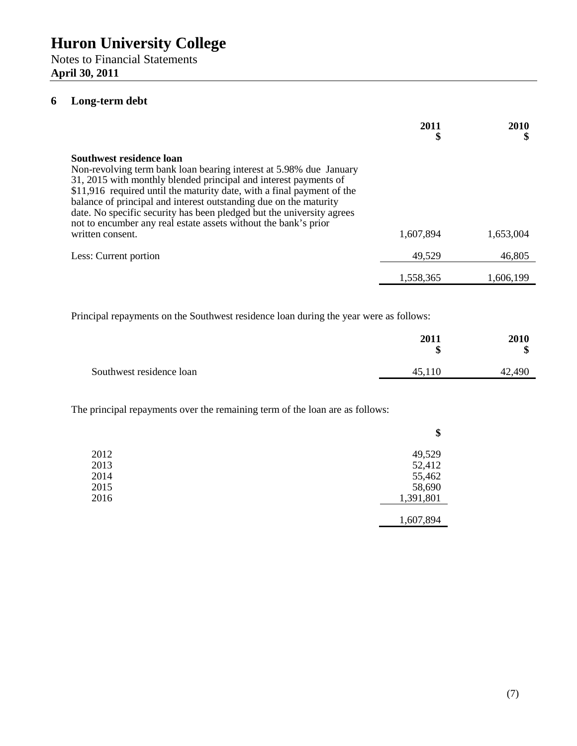# Huron University College

Notes to Financial Statements
**April 30, 2011**

## 6 Long-term debt

| | 2011 $ | 2010 $ |
|---|---|---|
| **Southwest residence loan** Non-revolving term bank loan bearing interest at 5.98% due January 31, 2015 with monthly blended principal and interest payments of $11,916 required until the maturity date, with a final payment of the balance of principal and interest outstanding due on the maturity date. No specific security has been pledged but the university agrees not to encumber any real estate assets without the bank's prior written consent. | 1,607,894 | 1,653,004 |
| Less: Current portion | 49,529 | 46,805 |
| | 1,558,365 | 1,606,199 |

Principal repayments on the Southwest residence loan during the year were as follows:

| | 2011 $ | 2010 $ |
|---|---|---|
| Southwest residence loan | 45,110 | 42,490 |

The principal repayments over the remaining term of the loan are as follows:

| | $ |
|---|---|
| 2012 | 49,529 |
| 2013 | 52,412 |
| 2014 | 55,462 |
| 2015 | 58,690 |
| 2016 | 1,391,801 |
| | 1,607,894 |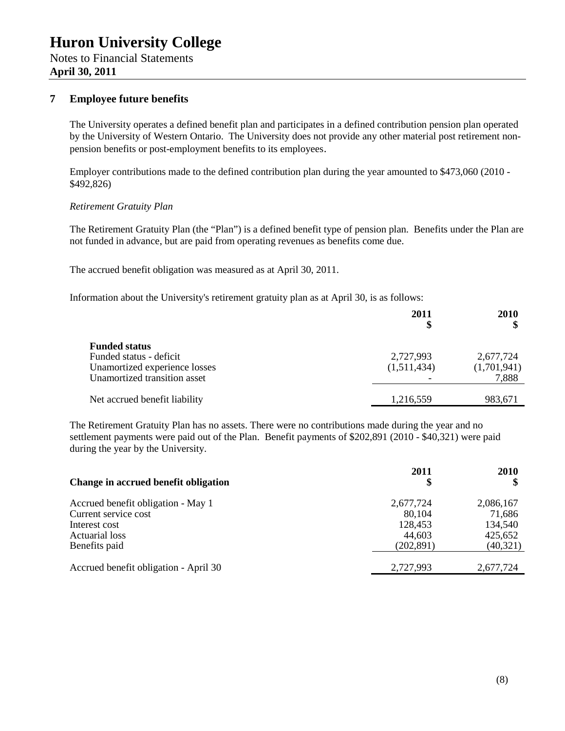# Huron University College

Notes to Financial Statements
**April 30, 2011**

## 7 Employee future benefits

The University operates a defined benefit plan and participates in a defined contribution pension plan operated by the University of Western Ontario. The University does not provide any other material post retirement non-pension benefits or post-employment benefits to its employees.

Employer contributions made to the defined contribution plan during the year amounted to $473,060 (2010 - $492,826)

*Retirement Gratuity Plan*

The Retirement Gratuity Plan (the "Plan") is a defined benefit type of pension plan. Benefits under the Plan are not funded in advance, but are paid from operating revenues as benefits come due.

The accrued benefit obligation was measured as at April 30, 2011.

Information about the University's retirement gratuity plan as at April 30, is as follows:

| | 2011 $ | 2010 $ |
|---|---|---|
| **Funded status** | | |
| Funded status - deficit | 2,727,993 | 2,677,724 |
| Unamortized experience losses | (1,511,434) | (1,701,941) |
| Unamortized transition asset | - | 7,888 |
| Net accrued benefit liability | 1,216,559 | 983,671 |

The Retirement Gratuity Plan has no assets. There were no contributions made during the year and no settlement payments were paid out of the Plan. Benefit payments of $202,891 (2010 - $40,321) were paid during the year by the University.

| **Change in accrued benefit obligation** | 2011 $ | 2010 $ |
|---|---|---|
| Accrued benefit obligation - May 1 | 2,677,724 | 2,086,167 |
| Current service cost | 80,104 | 71,686 |
| Interest cost | 128,453 | 134,540 |
| Actuarial loss | 44,603 | 425,652 |
| Benefits paid | (202,891) | (40,321) |
| Accrued benefit obligation - April 30 | 2,727,993 | 2,677,724 |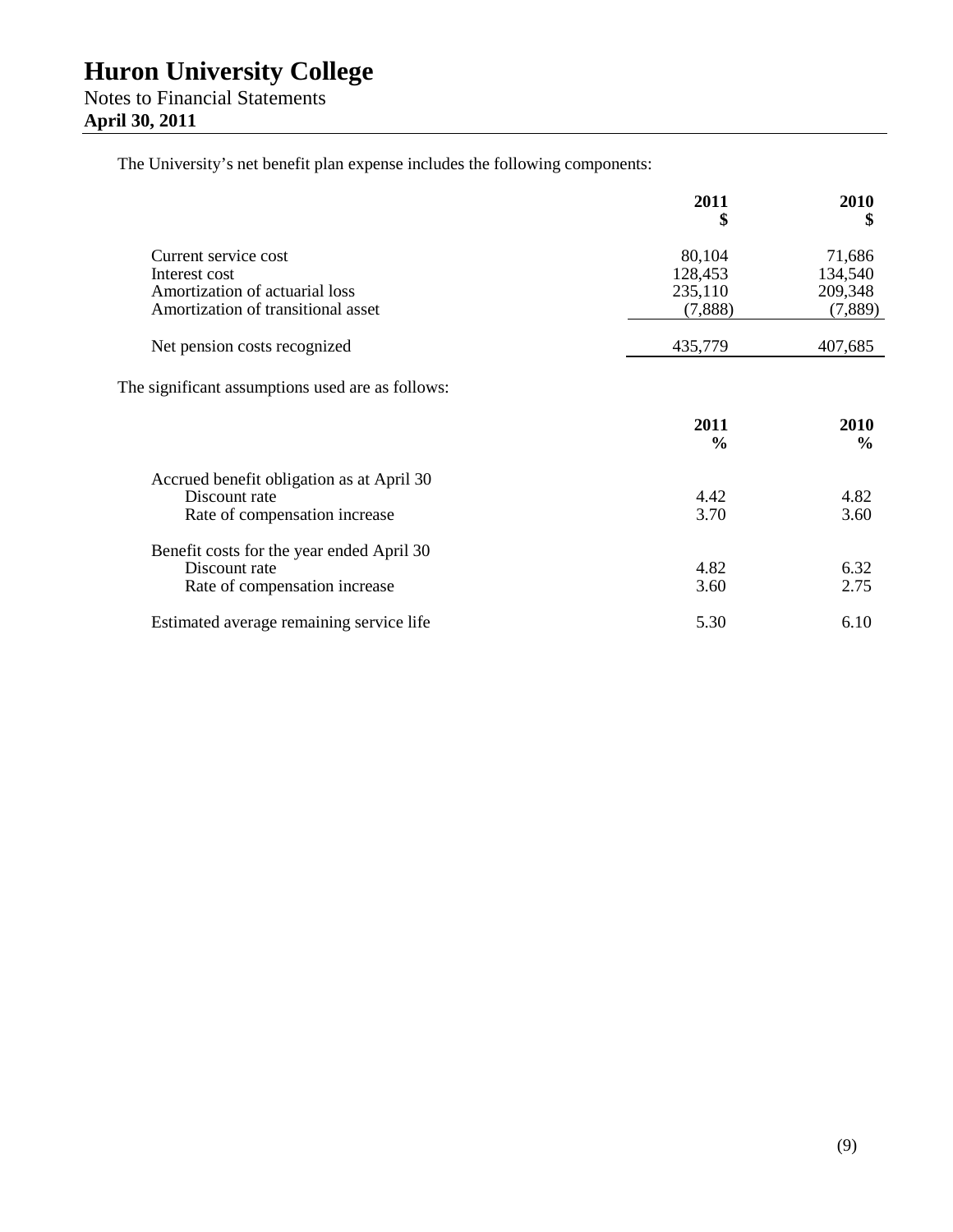The University's net benefit plan expense includes the following components:

| | 2011 $ | 2010 $ |
|---|---|---|
| Current service cost | 80,104 | 71,686 |
| Interest cost | 128,453 | 134,540 |
| Amortization of actuarial loss | 235,110 | 209,348 |
| Amortization of transitional asset | (7,888) | (7,889) |
| Net pension costs recognized | 435,779 | 407,685 |

The significant assumptions used are as follows:

| | 2011 % | 2010 % |
|---|---|---|
| Accrued benefit obligation as at April 30 | | |
| Discount rate | 4.42 | 4.82 |
| Rate of compensation increase | 3.70 | 3.60 |
| Benefit costs for the year ended April 30 | | |
| Discount rate | 4.82 | 6.32 |
| Rate of compensation increase | 3.60 | 2.75 |
| Estimated average remaining service life | 5.30 | 6.10 |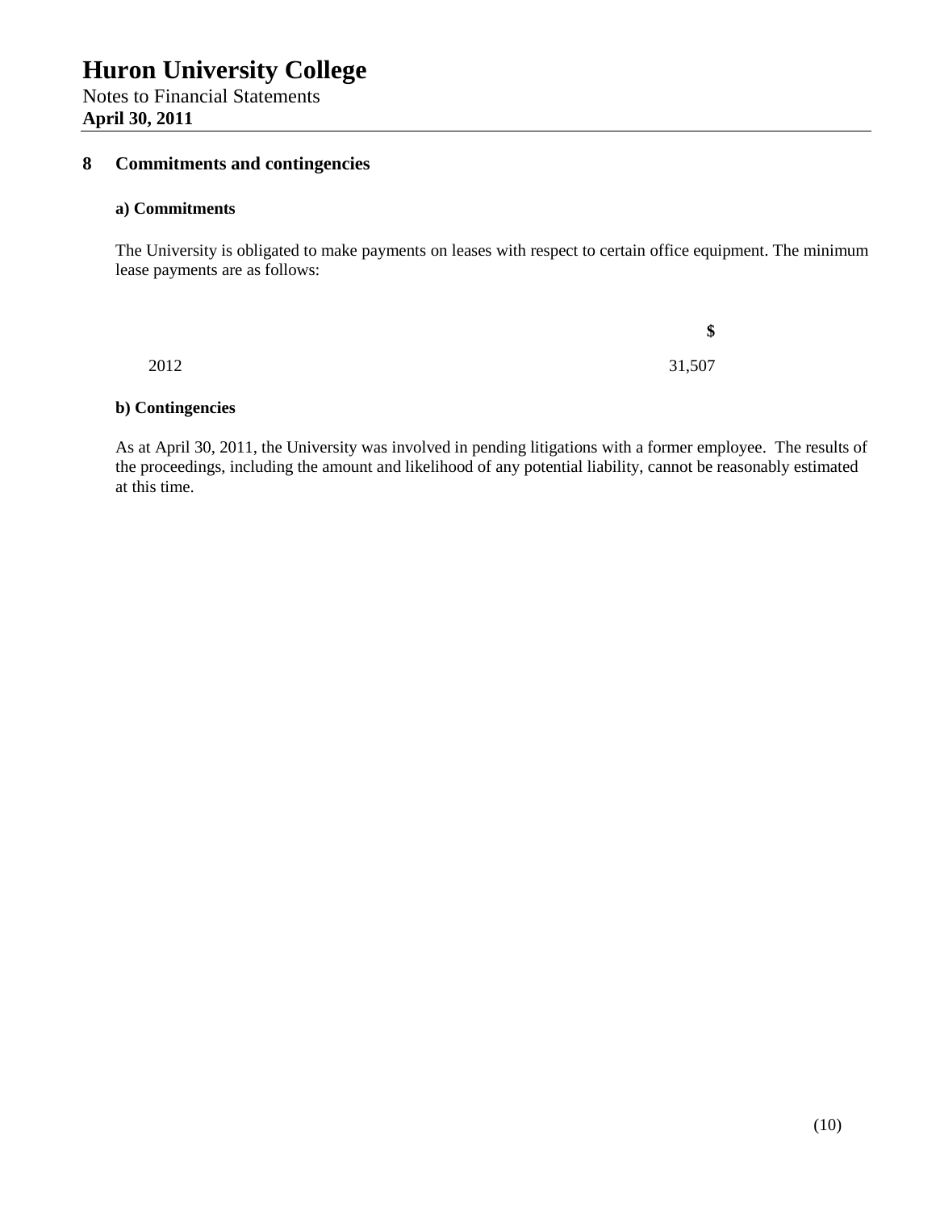# Huron University College

Notes to Financial Statements
**April 30, 2011**

## 8 Commitments and contingencies

### a) Commitments

The University is obligated to make payments on leases with respect to certain office equipment. The minimum lease payments are as follows:

| | $ |
|---|---|
| 2012 | 31,507 |

### b) Contingencies

As at April 30, 2011, the University was involved in pending litigations with a former employee. The results of the proceedings, including the amount and likelihood of any potential liability, cannot be reasonably estimated at this time.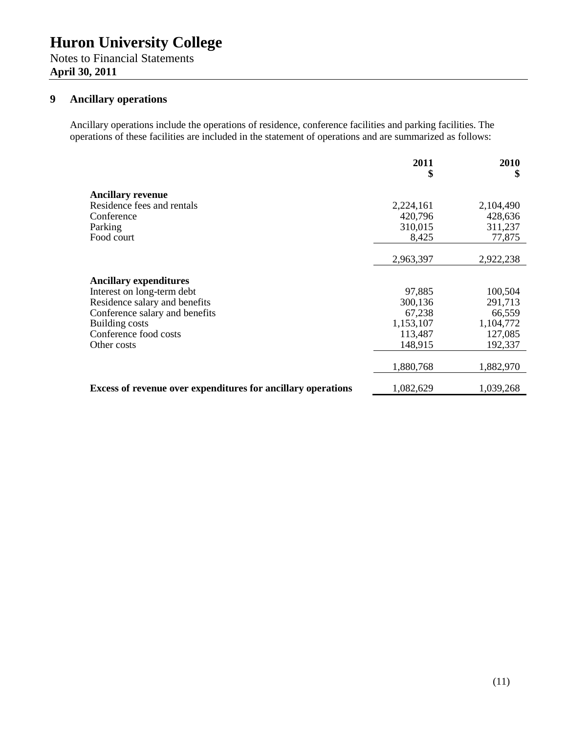# Huron University College

Notes to Financial Statements
**April 30, 2011**

## 9 Ancillary operations

Ancillary operations include the operations of residence, conference facilities and parking facilities. The operations of these facilities are included in the statement of operations and are summarized as follows:

| | 2011 $ | 2010 $ |
|---|---:|---:|
| **Ancillary revenue** | | |
| Residence fees and rentals | 2,224,161 | 2,104,490 |
| Conference | 420,796 | 428,636 |
| Parking | 310,015 | 311,237 |
| Food court | 8,425 | 77,875 |
| | 2,963,397 | 2,922,238 |
| **Ancillary expenditures** | | |
| Interest on long-term debt | 97,885 | 100,504 |
| Residence salary and benefits | 300,136 | 291,713 |
| Conference salary and benefits | 67,238 | 66,559 |
| Building costs | 1,153,107 | 1,104,772 |
| Conference food costs | 113,487 | 127,085 |
| Other costs | 148,915 | 192,337 |
| | 1,880,768 | 1,882,970 |
| **Excess of revenue over expenditures for ancillary operations** | 1,082,629 | 1,039,268 |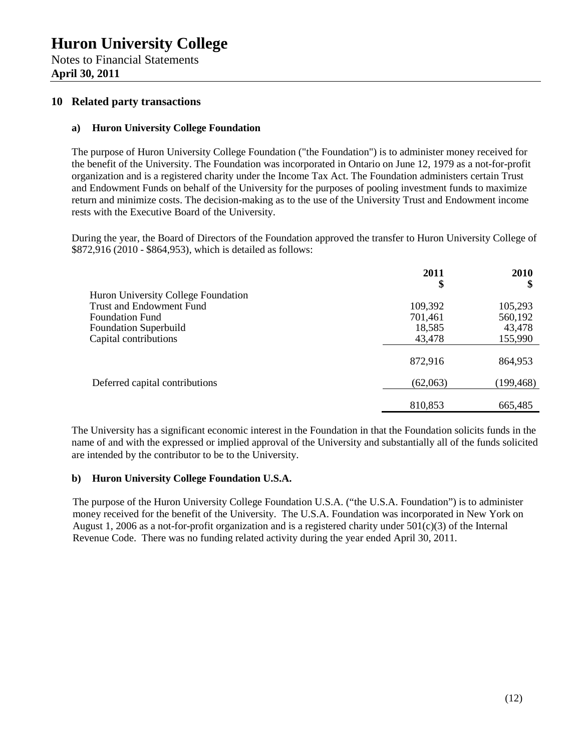# Huron University College

Notes to Financial Statements
**April 30, 2011**

## 10 Related party transactions

### a) Huron University College Foundation

The purpose of Huron University College Foundation ("the Foundation") is to administer money received for the benefit of the University. The Foundation was incorporated in Ontario on June 12, 1979 as a not-for-profit organization and is a registered charity under the Income Tax Act. The Foundation administers certain Trust and Endowment Funds on behalf of the University for the purposes of pooling investment funds to maximize return and minimize costs. The decision-making as to the use of the University Trust and Endowment income rests with the Executive Board of the University.

During the year, the Board of Directors of the Foundation approved the transfer to Huron University College of $872,916 (2010 - $864,953), which is detailed as follows:

| | 2011<br>$ | 2010<br>$ |
|---|---|---|
| Huron University College Foundation | | |
| Trust and Endowment Fund | 109,392 | 105,293 |
| Foundation Fund | 701,461 | 560,192 |
| Foundation Superbuild | 18,585 | 43,478 |
| Capital contributions | 43,478 | 155,990 |
| | 872,916 | 864,953 |
| Deferred capital contributions | (62,063) | (199,468) |
| | 810,853 | 665,485 |

The University has a significant economic interest in the Foundation in that the Foundation solicits funds in the name of and with the expressed or implied approval of the University and substantially all of the funds solicited are intended by the contributor to be to the University.

### b) Huron University College Foundation U.S.A.

The purpose of the Huron University College Foundation U.S.A. ("the U.S.A. Foundation") is to administer money received for the benefit of the University. The U.S.A. Foundation was incorporated in New York on August 1, 2006 as a not-for-profit organization and is a registered charity under 501(c)(3) of the Internal Revenue Code. There was no funding related activity during the year ended April 30, 2011.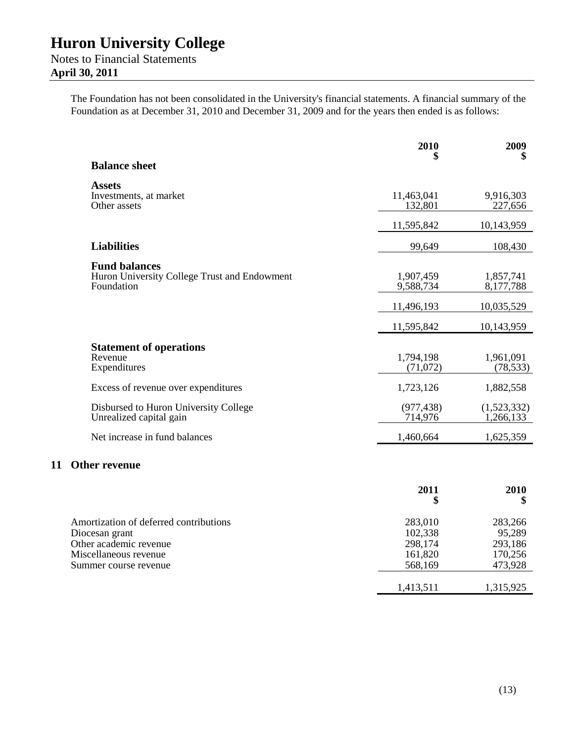The Foundation has not been consolidated in the University's financial statements. A financial summary of the Foundation as at December 31, 2010 and December 31, 2009 and for the years then ended is as follows:

| | 2010 $ | 2009 $ |
|---|---|---|
| **Balance sheet** | | |
| **Assets** | | |
| Investments, at market | 11,463,041 | 9,916,303 |
| Other assets | 132,801 | 227,656 |
| | 11,595,842 | 10,143,959 |
| **Liabilities** | 99,649 | 108,430 |
| **Fund balances** | | |
| Huron University College Trust and Endowment | 1,907,459 | 1,857,741 |
| Foundation | 9,588,734 | 8,177,788 |
| | 11,496,193 | 10,035,529 |
| | 11,595,842 | 10,143,959 |
| **Statement of operations** | | |
| Revenue | 1,794,198 | 1,961,091 |
| Expenditures | (71,072) | (78,533) |
| Excess of revenue over expenditures | 1,723,126 | 1,882,558 |
| Disbursed to Huron University College | (977,438) | (1,523,332) |
| Unrealized capital gain | 714,976 | 1,266,133 |
| Net increase in fund balances | 1,460,664 | 1,625,359 |

## 11 Other revenue

| | 2011 $ | 2010 $ |
|---|---|---|
| Amortization of deferred contributions | 283,010 | 283,266 |
| Diocesan grant | 102,338 | 95,289 |
| Other academic revenue | 298,174 | 293,186 |
| Miscellaneous revenue | 161,820 | 170,256 |
| Summer course revenue | 568,169 | 473,928 |
| | 1,413,511 | 1,315,925 |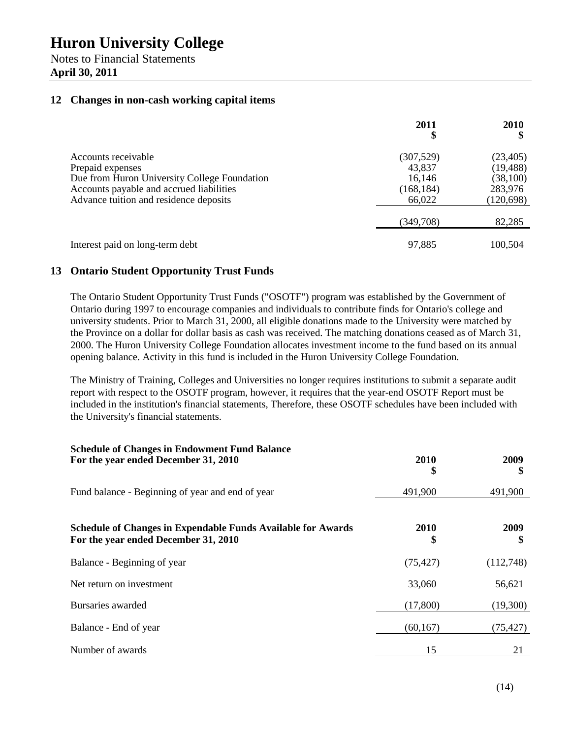# Huron University College

Notes to Financial Statements
**April 30, 2011**

## 12 Changes in non-cash working capital items

| | 2011<br>$ | 2010<br>$ |
|---|---|---|
| Accounts receivable | (307,529) | (23,405) |
| Prepaid expenses | 43,837 | (19,488) |
| Due from Huron University College Foundation | 16,146 | (38,100) |
| Accounts payable and accrued liabilities | (168,184) | 283,976 |
| Advance tuition and residence deposits | 66,022 | (120,698) |
| | (349,708) | 82,285 |
| Interest paid on long-term debt | 97,885 | 100,504 |

## 13 Ontario Student Opportunity Trust Funds

The Ontario Student Opportunity Trust Funds ("OSOTF") program was established by the Government of Ontario during 1997 to encourage companies and individuals to contribute finds for Ontario's college and university students. Prior to March 31, 2000, all eligible donations made to the University were matched by the Province on a dollar for dollar basis as cash was received. The matching donations ceased as of March 31, 2000. The Huron University College Foundation allocates investment income to the fund based on its annual opening balance. Activity in this fund is included in the Huron University College Foundation.

The Ministry of Training, Colleges and Universities no longer requires institutions to submit a separate audit report with respect to the OSOTF program, however, it requires that the year-end OSOTF Report must be included in the institution's financial statements, Therefore, these OSOTF schedules have been included with the University's financial statements.

| **Schedule of Changes in Endowment Fund Balance<br>For the year ended December 31, 2010** | 2010<br>$ | 2009<br>$ |
|---|---|---|
| Fund balance - Beginning of year and end of year | 491,900 | 491,900 |

| **Schedule of Changes in Expendable Funds Available for Awards<br>For the year ended December 31, 2010** | 2010<br>$ | 2009<br>$ |
|---|---|---|
| Balance - Beginning of year | (75,427) | (112,748) |
| Net return on investment | 33,060 | 56,621 |
| Bursaries awarded | (17,800) | (19,300) |
| Balance - End of year | (60,167) | (75,427) |
| Number of awards | 15 | 21 |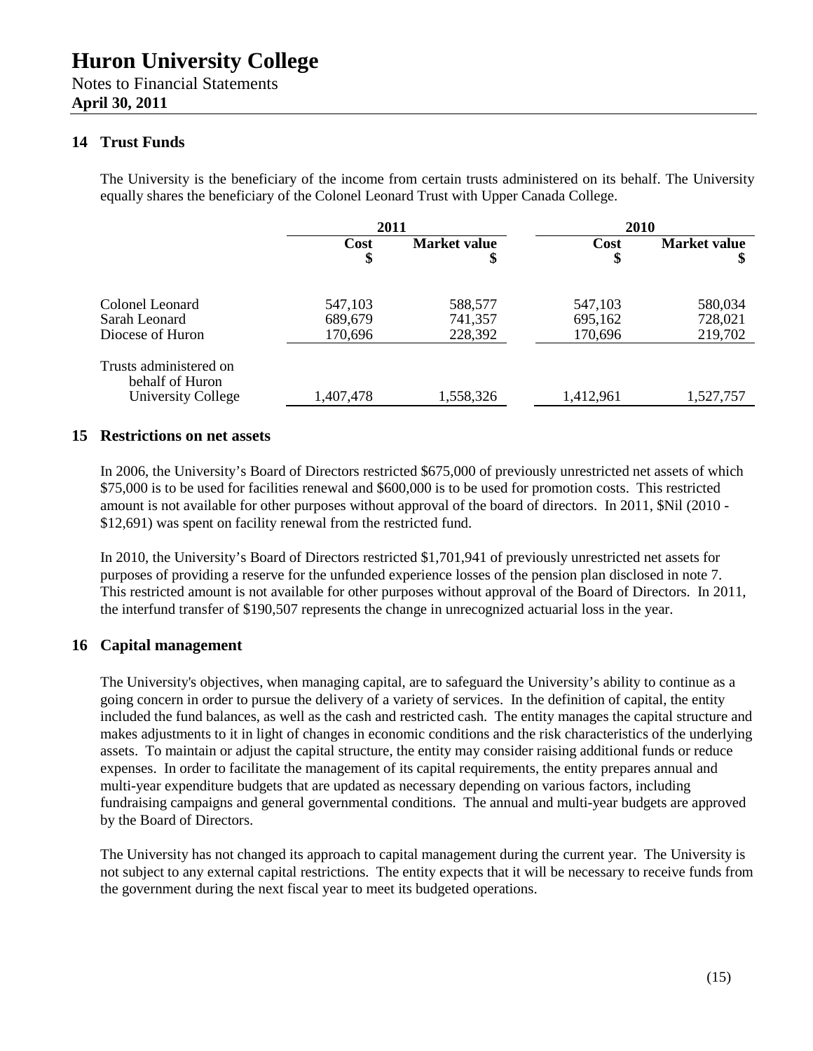## 14 Trust Funds

The University is the beneficiary of the income from certain trusts administered on its behalf. The University equally shares the beneficiary of the Colonel Leonard Trust with Upper Canada College.

| | 2011 | | 2010 | |
|---|---|---|---|---|
| | Cost $ | Market value $ | Cost $ | Market value $ |
| Colonel Leonard | 547,103 | 588,577 | 547,103 | 580,034 |
| Sarah Leonard | 689,679 | 741,357 | 695,162 | 728,021 |
| Diocese of Huron | 170,696 | 228,392 | 170,696 | 219,702 |
| Trusts administered on behalf of Huron University College | 1,407,478 | 1,558,326 | 1,412,961 | 1,527,757 |

## 15 Restrictions on net assets

In 2006, the University's Board of Directors restricted $675,000 of previously unrestricted net assets of which $75,000 is to be used for facilities renewal and $600,000 is to be used for promotion costs. This restricted amount is not available for other purposes without approval of the board of directors. In 2011, $Nil (2010 - $12,691) was spent on facility renewal from the restricted fund.

In 2010, the University's Board of Directors restricted $1,701,941 of previously unrestricted net assets for purposes of providing a reserve for the unfunded experience losses of the pension plan disclosed in note 7. This restricted amount is not available for other purposes without approval of the Board of Directors. In 2011, the interfund transfer of $190,507 represents the change in unrecognized actuarial loss in the year.

## 16 Capital management

The University's objectives, when managing capital, are to safeguard the University's ability to continue as a going concern in order to pursue the delivery of a variety of services. In the definition of capital, the entity included the fund balances, as well as the cash and restricted cash. The entity manages the capital structure and makes adjustments to it in light of changes in economic conditions and the risk characteristics of the underlying assets. To maintain or adjust the capital structure, the entity may consider raising additional funds or reduce expenses. In order to facilitate the management of its capital requirements, the entity prepares annual and multi-year expenditure budgets that are updated as necessary depending on various factors, including fundraising campaigns and general governmental conditions. The annual and multi-year budgets are approved by the Board of Directors.

The University has not changed its approach to capital management during the current year. The University is not subject to any external capital restrictions. The entity expects that it will be necessary to receive funds from the government during the next fiscal year to meet its budgeted operations.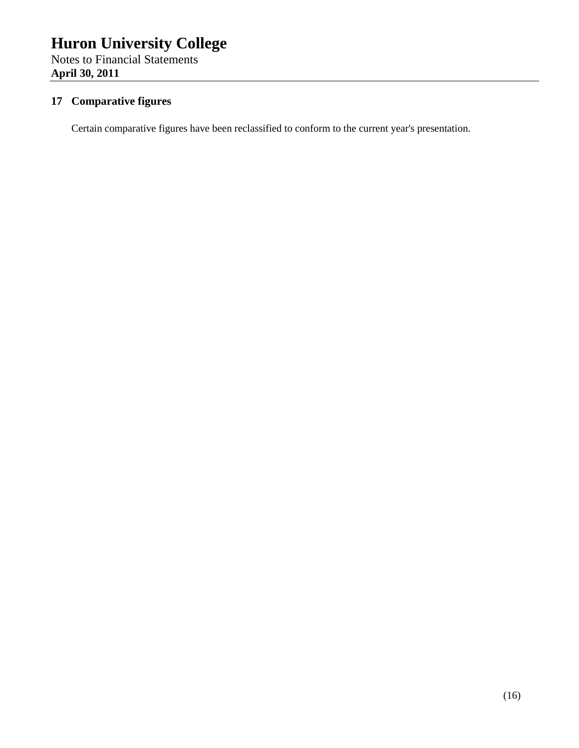## 17 Comparative figures

Certain comparative figures have been reclassified to conform to the current year's presentation.